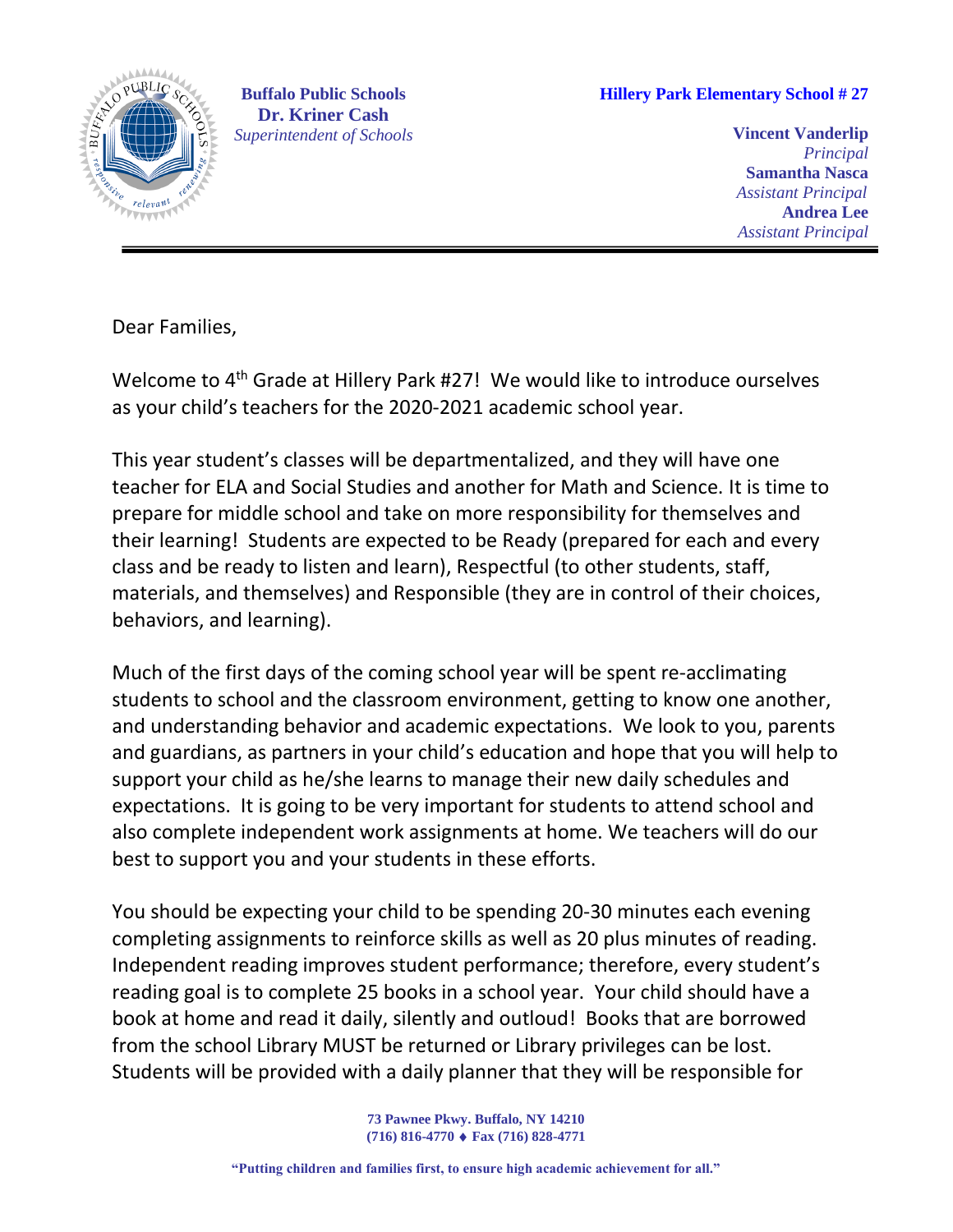**Buffalo Public Schools**
**Dr. Kriner Cash**
*Superintendent of Schools*

**Hillery Park Elementary School # 27**

**Vincent Vanderlip**
*Principal*
**Samantha Nasca**
*Assistant Principal*
**Andrea Lee**
*Assistant Principal*

---

Dear Families,

Welcome to 4th Grade at Hillery Park #27! We would like to introduce ourselves as your child's teachers for the 2020-2021 academic school year.

This year student's classes will be departmentalized, and they will have one teacher for ELA and Social Studies and another for Math and Science. It is time to prepare for middle school and take on more responsibility for themselves and their learning! Students are expected to be Ready (prepared for each and every class and be ready to listen and learn), Respectful (to other students, staff, materials, and themselves) and Responsible (they are in control of their choices, behaviors, and learning).

Much of the first days of the coming school year will be spent re-acclimating students to school and the classroom environment, getting to know one another, and understanding behavior and academic expectations. We look to you, parents and guardians, as partners in your child's education and hope that you will help to support your child as he/she learns to manage their new daily schedules and expectations. It is going to be very important for students to attend school and also complete independent work assignments at home. We teachers will do our best to support you and your students in these efforts.

You should be expecting your child to be spending 20-30 minutes each evening completing assignments to reinforce skills as well as 20 plus minutes of reading. Independent reading improves student performance; therefore, every student's reading goal is to complete 25 books in a school year. Your child should have a book at home and read it daily, silently and outloud! Books that are borrowed from the school Library MUST be returned or Library privileges can be lost. Students will be provided with a daily planner that they will be responsible for

**73 Pawnee Pkwy. Buffalo, NY 14210**
**(716) 816-4770 ♦ Fax (716) 828-4771**

**"Putting children and families first, to ensure high academic achievement for all."**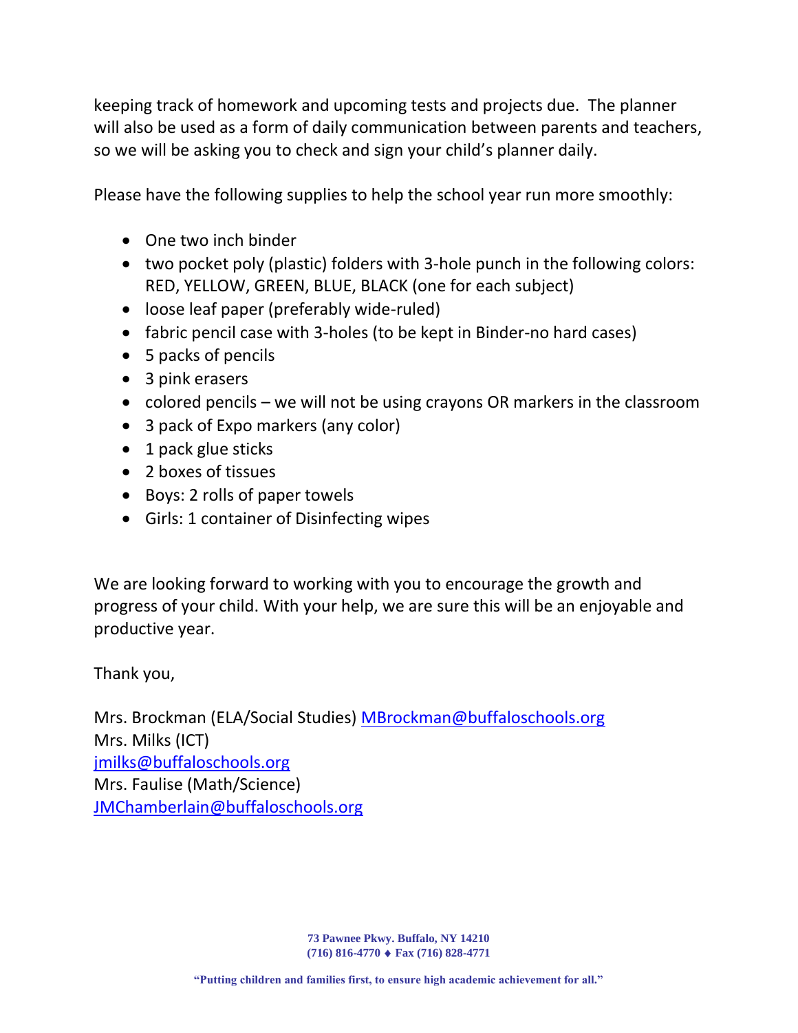keeping track of homework and upcoming tests and projects due. The planner will also be used as a form of daily communication between parents and teachers, so we will be asking you to check and sign your child's planner daily.

Please have the following supplies to help the school year run more smoothly:

- One two inch binder
- two pocket poly (plastic) folders with 3-hole punch in the following colors: RED, YELLOW, GREEN, BLUE, BLACK (one for each subject)
- loose leaf paper (preferably wide-ruled)
- fabric pencil case with 3-holes (to be kept in Binder-no hard cases)
- 5 packs of pencils
- 3 pink erasers
- colored pencils – we will not be using crayons OR markers in the classroom
- 3 pack of Expo markers (any color)
- 1 pack glue sticks
- 2 boxes of tissues
- Boys: 2 rolls of paper towels
- Girls: 1 container of Disinfecting wipes

We are looking forward to working with you to encourage the growth and progress of your child. With your help, we are sure this will be an enjoyable and productive year.

Thank you,

Mrs. Brockman (ELA/Social Studies) MBrockman@buffaloschools.org
Mrs. Milks (ICT)
jmilks@buffaloschools.org
Mrs. Faulise (Math/Science)
JMChamberlain@buffaloschools.org

**73 Pawnee Pkwy. Buffalo, NY 14210**
**(716) 816-4770 ♦ Fax (716) 828-4771**

**"Putting children and families first, to ensure high academic achievement for all."**